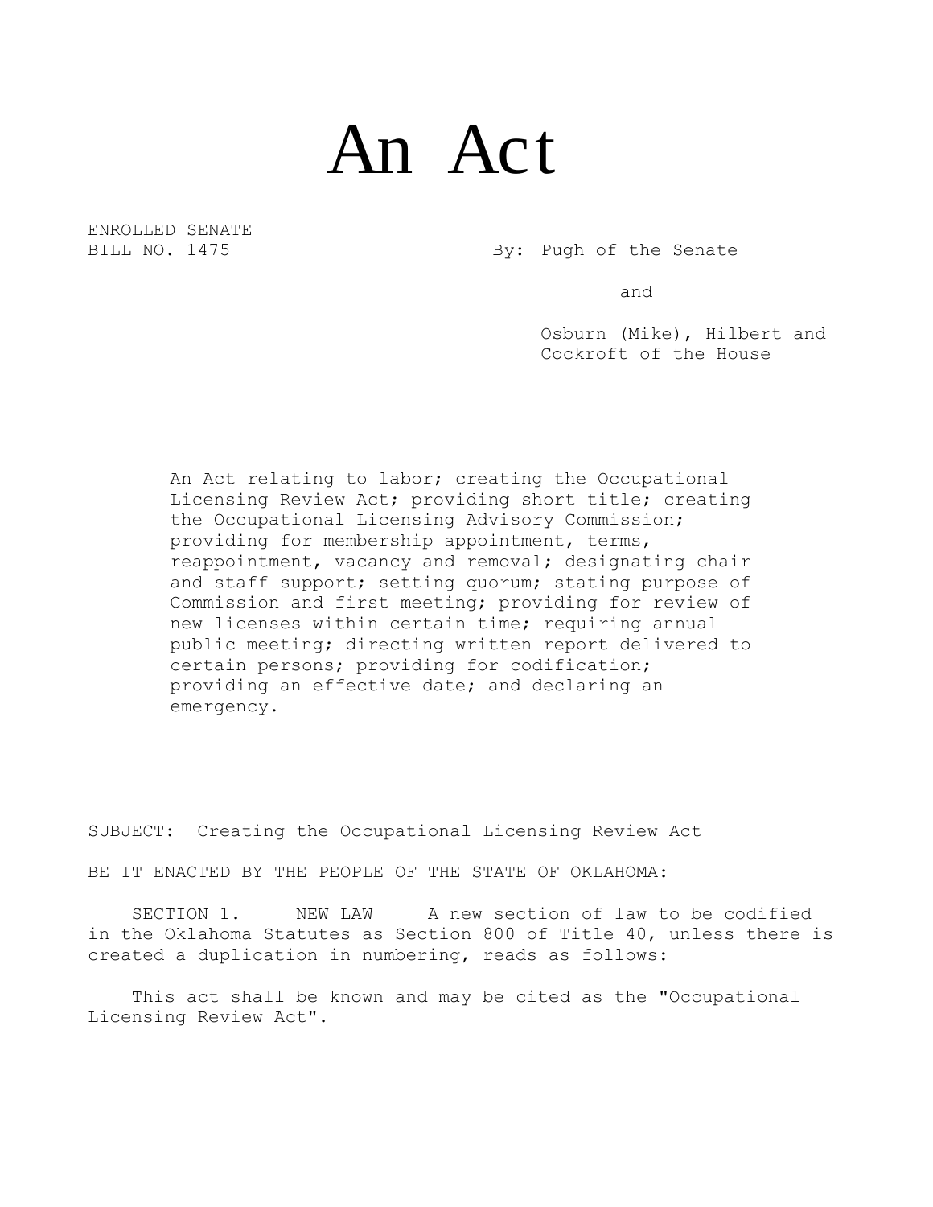# An Act

ENROLLED SENATE
BILL NO. 1475

By: Pugh of the Senate

and

Osburn (Mike), Hilbert and Cockroft of the House

An Act relating to labor; creating the Occupational Licensing Review Act; providing short title; creating the Occupational Licensing Advisory Commission; providing for membership appointment, terms, reappointment, vacancy and removal; designating chair and staff support; setting quorum; stating purpose of Commission and first meeting; providing for review of new licenses within certain time; requiring annual public meeting; directing written report delivered to certain persons; providing for codification; providing an effective date; and declaring an emergency.

SUBJECT: Creating the Occupational Licensing Review Act

BE IT ENACTED BY THE PEOPLE OF THE STATE OF OKLAHOMA:

SECTION 1. NEW LAW A new section of law to be codified in the Oklahoma Statutes as Section 800 of Title 40, unless there is created a duplication in numbering, reads as follows:

This act shall be known and may be cited as the "Occupational Licensing Review Act".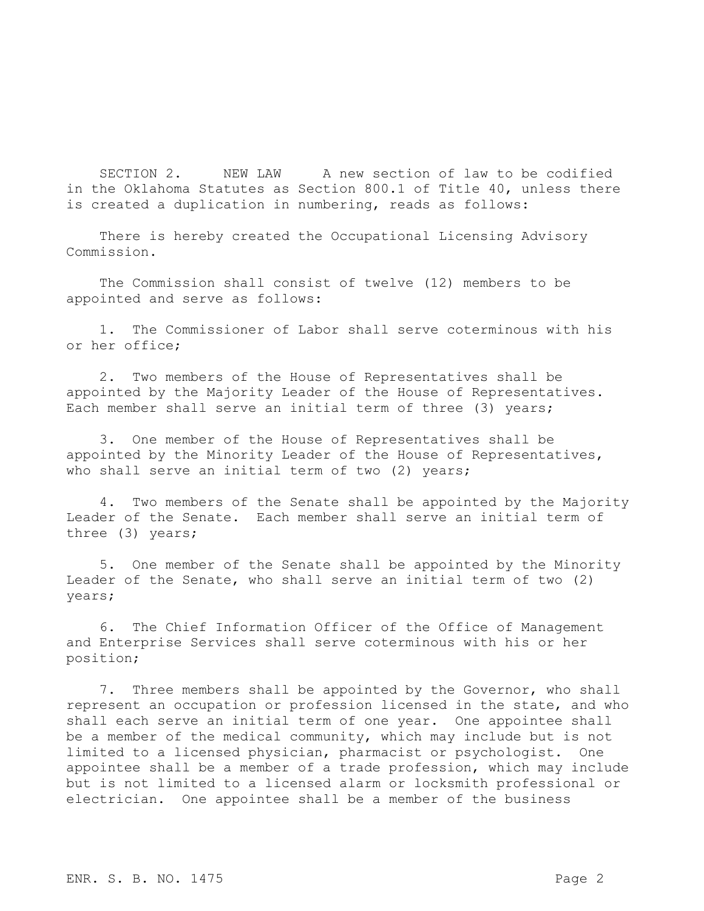SECTION 2. NEW LAW A new section of law to be codified in the Oklahoma Statutes as Section 800.1 of Title 40, unless there is created a duplication in numbering, reads as follows:

There is hereby created the Occupational Licensing Advisory Commission.

The Commission shall consist of twelve (12) members to be appointed and serve as follows:

1. The Commissioner of Labor shall serve coterminous with his or her office;

2. Two members of the House of Representatives shall be appointed by the Majority Leader of the House of Representatives. Each member shall serve an initial term of three (3) years;

3. One member of the House of Representatives shall be appointed by the Minority Leader of the House of Representatives, who shall serve an initial term of two (2) years;

4. Two members of the Senate shall be appointed by the Majority Leader of the Senate. Each member shall serve an initial term of three (3) years;

5. One member of the Senate shall be appointed by the Minority Leader of the Senate, who shall serve an initial term of two (2) years;

6. The Chief Information Officer of the Office of Management and Enterprise Services shall serve coterminous with his or her position;

7. Three members shall be appointed by the Governor, who shall represent an occupation or profession licensed in the state, and who shall each serve an initial term of one year. One appointee shall be a member of the medical community, which may include but is not limited to a licensed physician, pharmacist or psychologist. One appointee shall be a member of a trade profession, which may include but is not limited to a licensed alarm or locksmith professional or electrician. One appointee shall be a member of the business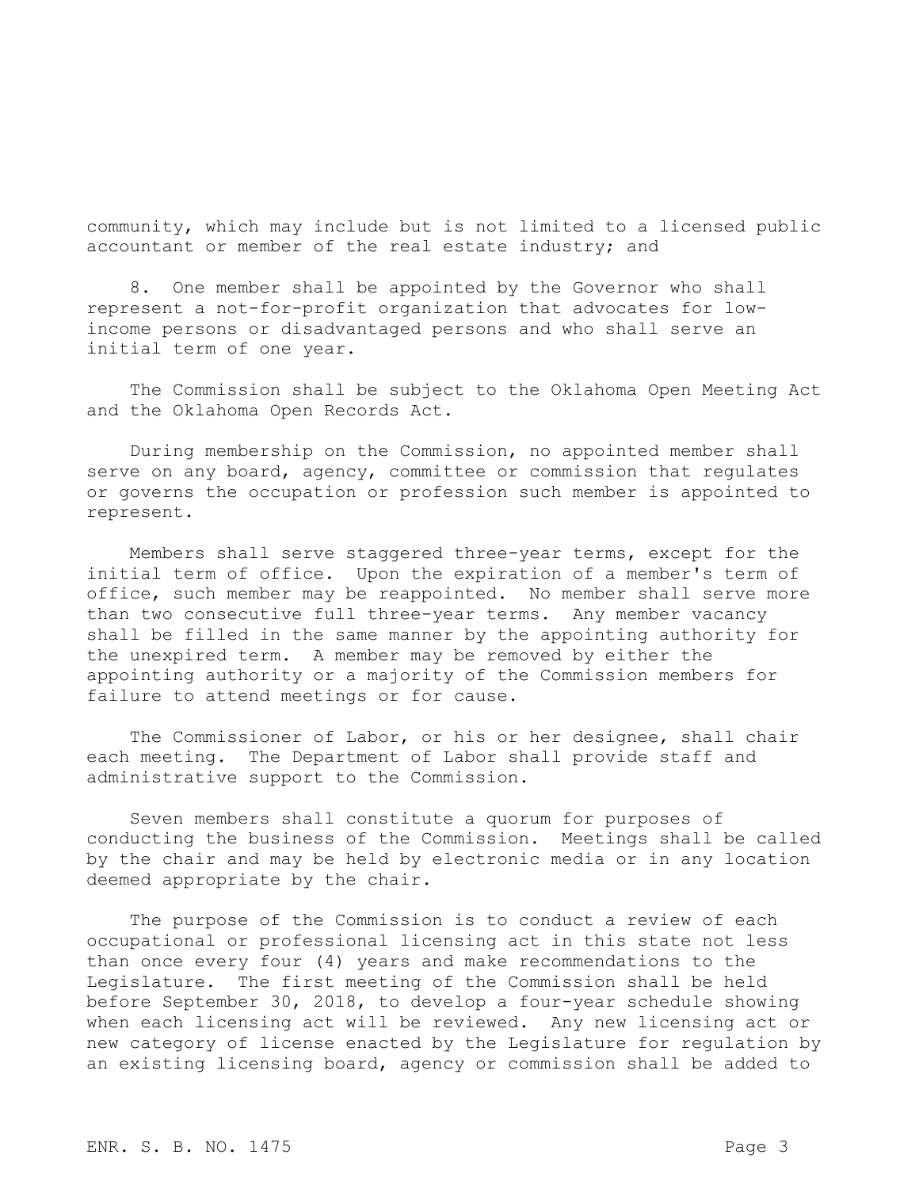community, which may include but is not limited to a licensed public accountant or member of the real estate industry; and

8. One member shall be appointed by the Governor who shall represent a not-for-profit organization that advocates for low-income persons or disadvantaged persons and who shall serve an initial term of one year.

The Commission shall be subject to the Oklahoma Open Meeting Act and the Oklahoma Open Records Act.

During membership on the Commission, no appointed member shall serve on any board, agency, committee or commission that regulates or governs the occupation or profession such member is appointed to represent.

Members shall serve staggered three-year terms, except for the initial term of office. Upon the expiration of a member's term of office, such member may be reappointed. No member shall serve more than two consecutive full three-year terms. Any member vacancy shall be filled in the same manner by the appointing authority for the unexpired term. A member may be removed by either the appointing authority or a majority of the Commission members for failure to attend meetings or for cause.

The Commissioner of Labor, or his or her designee, shall chair each meeting. The Department of Labor shall provide staff and administrative support to the Commission.

Seven members shall constitute a quorum for purposes of conducting the business of the Commission. Meetings shall be called by the chair and may be held by electronic media or in any location deemed appropriate by the chair.

The purpose of the Commission is to conduct a review of each occupational or professional licensing act in this state not less than once every four (4) years and make recommendations to the Legislature. The first meeting of the Commission shall be held before September 30, 2018, to develop a four-year schedule showing when each licensing act will be reviewed. Any new licensing act or new category of license enacted by the Legislature for regulation by an existing licensing board, agency or commission shall be added to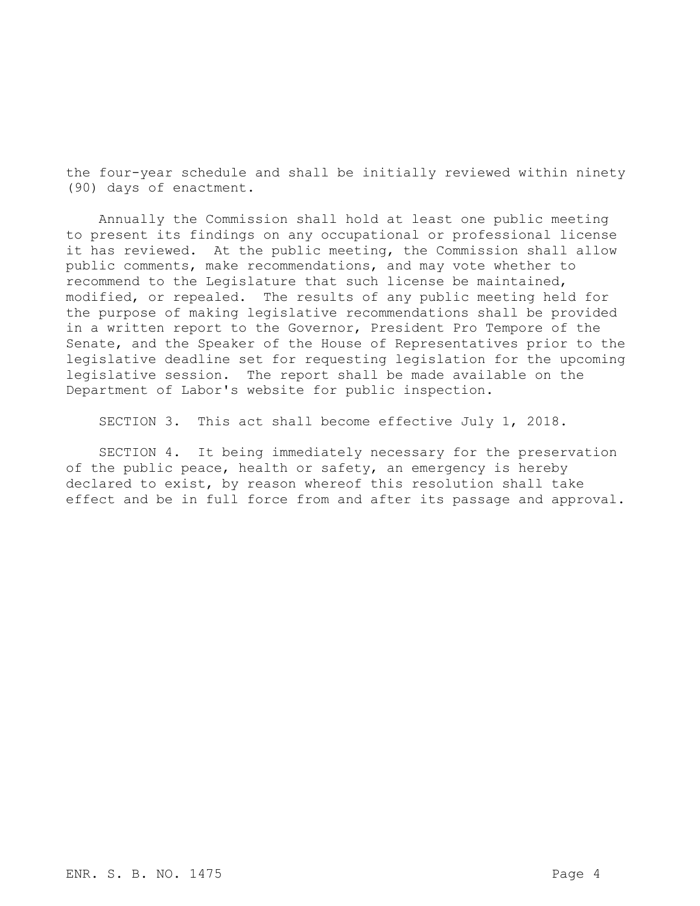the four-year schedule and shall be initially reviewed within ninety (90) days of enactment.

Annually the Commission shall hold at least one public meeting to present its findings on any occupational or professional license it has reviewed. At the public meeting, the Commission shall allow public comments, make recommendations, and may vote whether to recommend to the Legislature that such license be maintained, modified, or repealed. The results of any public meeting held for the purpose of making legislative recommendations shall be provided in a written report to the Governor, President Pro Tempore of the Senate, and the Speaker of the House of Representatives prior to the legislative deadline set for requesting legislation for the upcoming legislative session. The report shall be made available on the Department of Labor's website for public inspection.

SECTION 3. This act shall become effective July 1, 2018.

SECTION 4. It being immediately necessary for the preservation of the public peace, health or safety, an emergency is hereby declared to exist, by reason whereof this resolution shall take effect and be in full force from and after its passage and approval.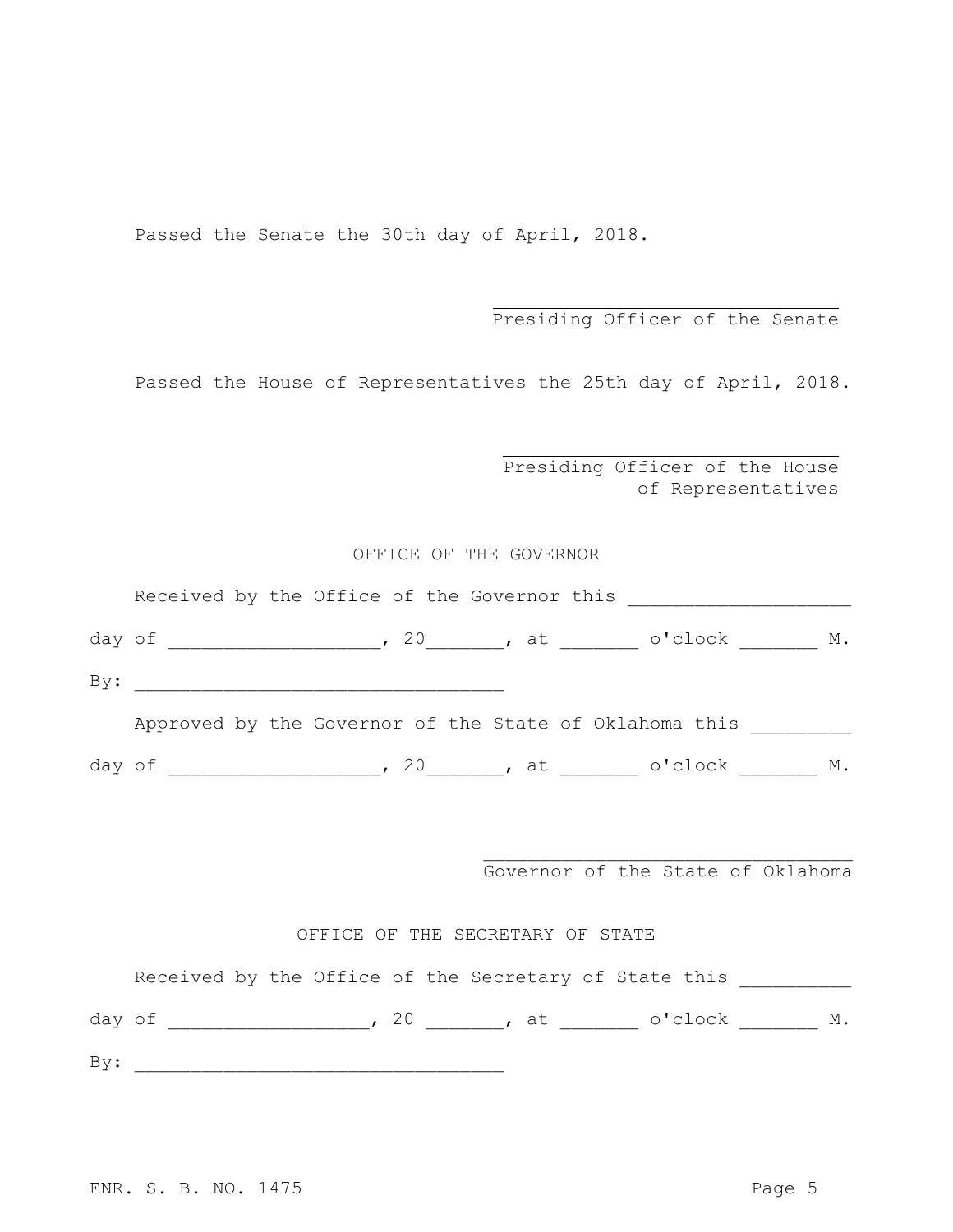Passed the Senate the 30th day of April, 2018.

\_\_\_\_\_\_\_\_\_\_\_\_\_\_\_\_\_\_\_\_\_\_\_\_\_\_\_\_\_\_\_\_
Presiding Officer of the Senate

Passed the House of Representatives the 25th day of April, 2018.

\_\_\_\_\_\_\_\_\_\_\_\_\_\_\_\_\_\_\_\_\_\_\_\_\_\_\_\_\_\_\_\_
Presiding Officer of the House of Representatives

OFFICE OF THE GOVERNOR

Received by the Office of the Governor this ____________________ day of ___________________, 20_______, at _______ o'clock _______ M.

By: _________________________________

Approved by the Governor of the State of Oklahoma this _________ day of ___________________, 20_______, at _______ o'clock _______ M.

\_\_\_\_\_\_\_\_\_\_\_\_\_\_\_\_\_\_\_\_\_\_\_\_\_\_\_\_\_\_\_\_\_
Governor of the State of Oklahoma

OFFICE OF THE SECRETARY OF STATE

Received by the Office of the Secretary of State this __________ day of __________________, 20 _______, at _______ o'clock _______ M.

By: _________________________________